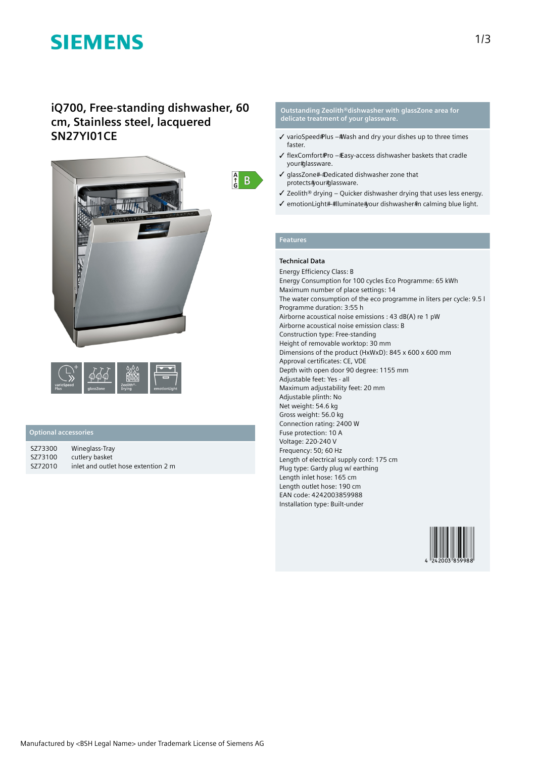# SIEMENS

## iQ700, Free-standing dishwasher, 60 cm, Stainless steel, lacquered SN27YI01CE

A ↑ G B

varioSpeed Plus | glassZone | Zeolith® Drying | emotionLight

## Optional accessories

| | |
|---|---|
| SZ73300 | Wineglass-Tray |
| SZ73100 | cutlery basket |
| SZ72010 | inlet and outlet hose extention 2 m |

## Outstanding Zeolith®dishwasher with glassZone area for delicate treatment of your glassware.

- ✓ varioSpeed#Plus –#Wash and dry your dishes up to three times faster.
- ✓ flexComfort#Pro –#Easy-access dishwasher baskets that cradle your#glassware.
- ✓ glassZone#–#Dedicated dishwasher zone that protects#your#glassware.
- ✓ Zeolith® drying – Quicker dishwasher drying that uses less energy.
- ✓ emotionLight#–#Illuminate#your dishwasher#in calming blue light.

## Features

### Technical Data

Energy Efficiency Class: B
Energy Consumption for 100 cycles Eco Programme: 65 kWh
Maximum number of place settings: 14
The water consumption of the eco programme in liters per cycle: 9.5 l
Programme duration: 3:55 h
Airborne acoustical noise emissions : 43 dB(A) re 1 pW
Airborne acoustical noise emission class: B
Construction type: Free-standing
Height of removable worktop: 30 mm
Dimensions of the product (HxWxD): 845 x 600 x 600 mm
Approval certificates: CE, VDE
Depth with open door 90 degree: 1155 mm
Adjustable feet: Yes - all
Maximum adjustability feet: 20 mm
Adjustable plinth: No
Net weight: 54.6 kg
Gross weight: 56.0 kg
Connection rating: 2400 W
Fuse protection: 10 A
Voltage: 220-240 V
Frequency: 50; 60 Hz
Length of electrical supply cord: 175 cm
Plug type: Gardy plug w/ earthing
Length inlet hose: 165 cm
Length outlet hose: 190 cm
EAN code: 4242003859988
Installation type: Built-under

4 242003 859988

Manufactured by <BSH Legal Name> under Trademark License of Siemens AG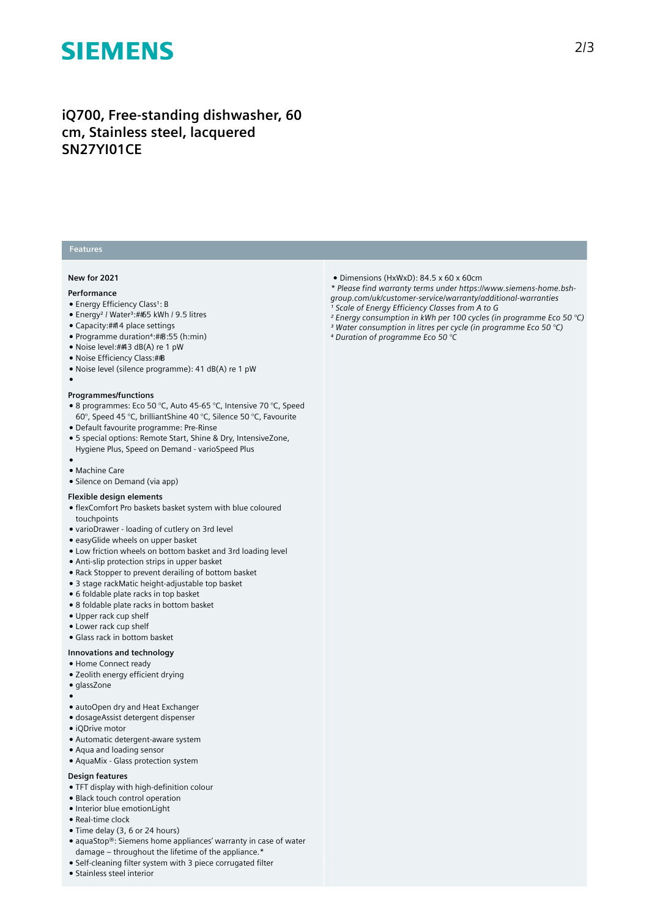## iQ700, Free-standing dishwasher, 60 cm, Stainless steel, lacquered SN27YI01CE

### Features

**New for 2021**

**Performance**

- Energy Efficiency Class[1]: B
- Energy[2] / Water[3]:##65 kWh / 9.5 litres
- Capacity:##14 place settings
- Programme duration[4]:##3:55 (h:min)
- Noise level:##43 dB(A) re 1 pW
- Noise Efficiency Class:##B
- Noise level (silence programme): 41 dB(A) re 1 pW
- 

**Programmes/functions**

- 8 programmes: Eco 50 °C, Auto 45-65 °C, Intensive 70 °C, Speed 60°, Speed 45 °C, brilliantShine 40 °C, Silence 50 °C, Favourite
- Default favourite programme: Pre-Rinse
- 5 special options: Remote Start, Shine & Dry, IntensiveZone, Hygiene Plus, Speed on Demand - varioSpeed Plus
- 
- Machine Care
- Silence on Demand (via app)

**Flexible design elements**

- flexComfort Pro baskets basket system with blue coloured touchpoints
- varioDrawer - loading of cutlery on 3rd level
- easyGlide wheels on upper basket
- Low friction wheels on bottom basket and 3rd loading level
- Anti-slip protection strips in upper basket
- Rack Stopper to prevent derailing of bottom basket
- 3 stage rackMatic height-adjustable top basket
- 6 foldable plate racks in top basket
- 8 foldable plate racks in bottom basket
- Upper rack cup shelf
- Lower rack cup shelf
- Glass rack in bottom basket

**Innovations and technology**

- Home Connect ready
- Zeolith energy efficient drying
- glassZone
- 
- autoOpen dry and Heat Exchanger
- dosageAssist detergent dispenser
- iQDrive motor
- Automatic detergent-aware system
- Aqua and loading sensor
- AquaMix - Glass protection system

**Design features**

- TFT display with high-definition colour
- Black touch control operation
- Interior blue emotionLight
- Real-time clock
- Time delay (3, 6 or 24 hours)
- aquaStop®: Siemens home appliances' warranty in case of water damage – throughout the lifetime of the appliance.*
- Self-cleaning filter system with 3 piece corrugated filter
- Stainless steel interior

- Dimensions (HxWxD): 84.5 x 60 x 60cm

*\* Please find warranty terms under https://www.siemens-home.bsh-group.com/uk/customer-service/warranty/additional-warranties*

*[1] Scale of Energy Efficiency Classes from A to G*

*[2] Energy consumption in kWh per 100 cycles (in programme Eco 50 °C)*

*[3] Water consumption in litres per cycle (in programme Eco 50 °C)*

*[4] Duration of programme Eco 50 °C*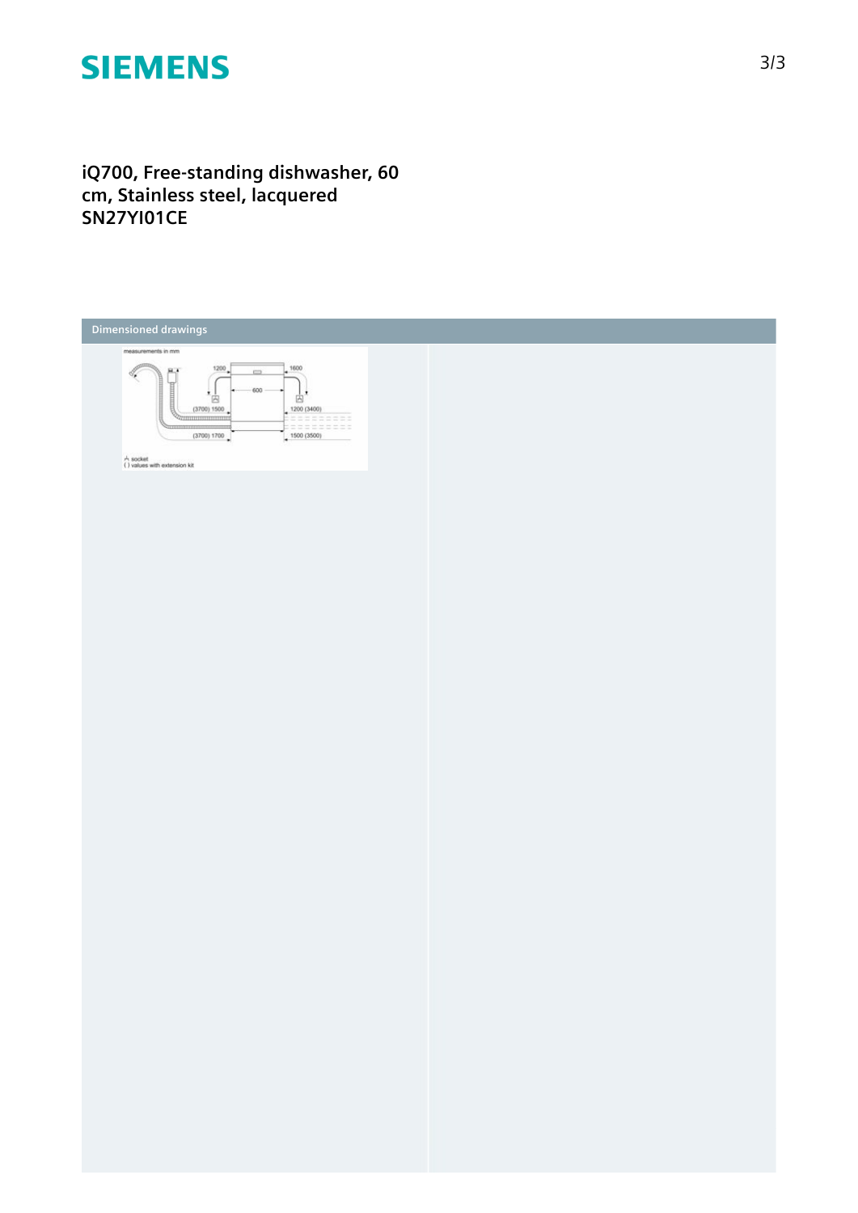## iQ700, Free-standing dishwasher, 60 cm, Stainless steel, lacquered
## SN27YI01CE

### Dimensioned drawings

measurements in mm

1200

1600

600

(3700) 1500

1200 (3400)

(3700) 1700

1500 (3500)

socket

( ) values with extension kit